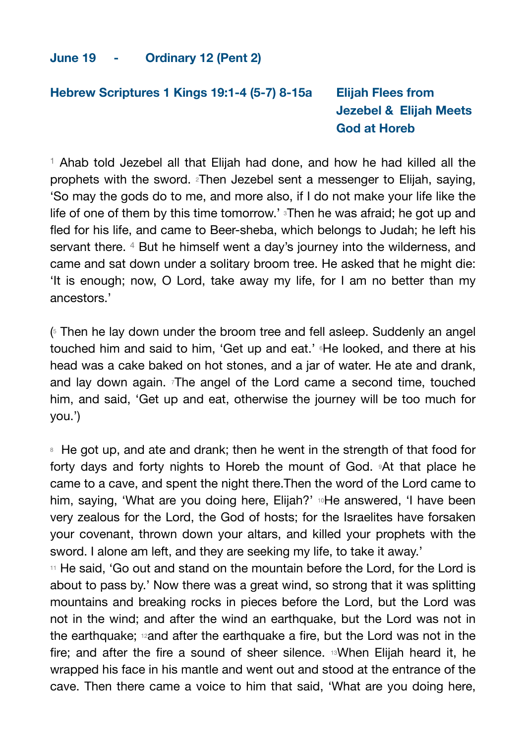**June 19 - Ordinary 12 (Pent 2)**

**Hebrew Scriptures 1 Kings 19:1-4 (5-7) 8-15a** **Elijah Flees from Jezebel & Elijah Meets God at Horeb**

[1] Ahab told Jezebel all that Elijah had done, and how he had killed all the prophets with the sword. [2]Then Jezebel sent a messenger to Elijah, saying, 'So may the gods do to me, and more also, if I do not make your life like the life of one of them by this time tomorrow.' [3]Then he was afraid; he got up and fled for his life, and came to Beer-sheba, which belongs to Judah; he left his servant there. [4] But he himself went a day's journey into the wilderness, and came and sat down under a solitary broom tree. He asked that he might die: 'It is enough; now, O Lord, take away my life, for I am no better than my ancestors.'

([5] Then he lay down under the broom tree and fell asleep. Suddenly an angel touched him and said to him, 'Get up and eat.' [6]He looked, and there at his head was a cake baked on hot stones, and a jar of water. He ate and drank, and lay down again. [7]The angel of the Lord came a second time, touched him, and said, 'Get up and eat, otherwise the journey will be too much for you.')

[8] He got up, and ate and drank; then he went in the strength of that food for forty days and forty nights to Horeb the mount of God. [9]At that place he came to a cave, and spent the night there.Then the word of the Lord came to him, saying, 'What are you doing here, Elijah?' [10]He answered, 'I have been very zealous for the Lord, the God of hosts; for the Israelites have forsaken your covenant, thrown down your altars, and killed your prophets with the sword. I alone am left, and they are seeking my life, to take it away.'
[11] He said, 'Go out and stand on the mountain before the Lord, for the Lord is about to pass by.' Now there was a great wind, so strong that it was splitting mountains and breaking rocks in pieces before the Lord, but the Lord was not in the wind; and after the wind an earthquake, but the Lord was not in the earthquake; [12]and after the earthquake a fire, but the Lord was not in the fire; and after the fire a sound of sheer silence. [13]When Elijah heard it, he wrapped his face in his mantle and went out and stood at the entrance of the cave. Then there came a voice to him that said, 'What are you doing here,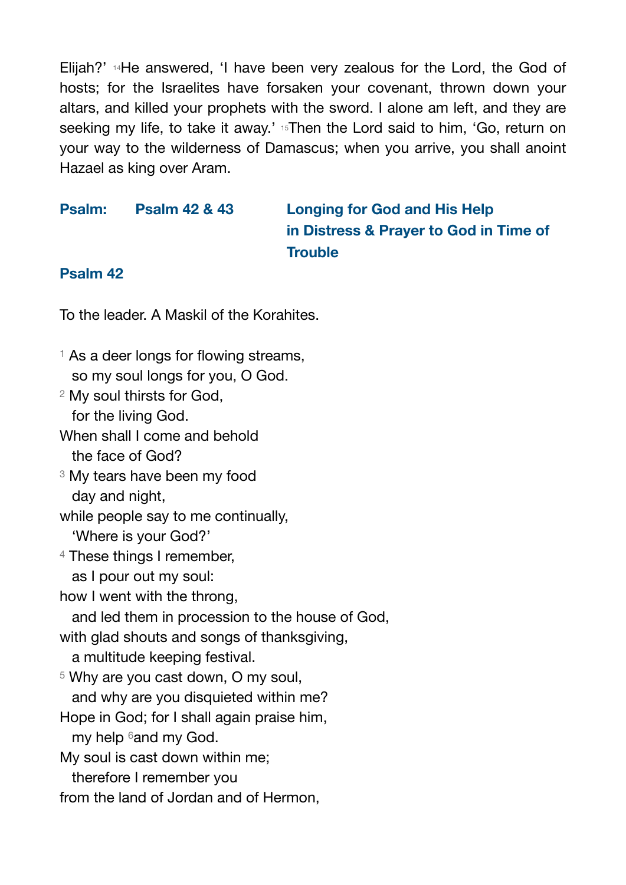Elijah?' [14]He answered, 'I have been very zealous for the Lord, the God of hosts; for the Israelites have forsaken your covenant, thrown down your altars, and killed your prophets with the sword. I alone am left, and they are seeking my life, to take it away.' [15]Then the Lord said to him, 'Go, return on your way to the wilderness of Damascus; when you arrive, you shall anoint Hazael as king over Aram.

## Psalm: Psalm 42 & 43 — Longing for God and His Help in Distress & Prayer to God in Time of Trouble

### Psalm 42

To the leader. A Maskil of the Korahites.

[1] As a deer longs for flowing streams,
  so my soul longs for you, O God.
[2] My soul thirsts for God,
  for the living God.
When shall I come and behold
  the face of God?
[3] My tears have been my food
  day and night,
while people say to me continually,
  'Where is your God?'
[4] These things I remember,
  as I pour out my soul:
how I went with the throng,
  and led them in procession to the house of God,
with glad shouts and songs of thanksgiving,
  a multitude keeping festival.
[5] Why are you cast down, O my soul,
  and why are you disquieted within me?
Hope in God; for I shall again praise him,
  my help [6]and my God.
My soul is cast down within me;
  therefore I remember you
from the land of Jordan and of Hermon,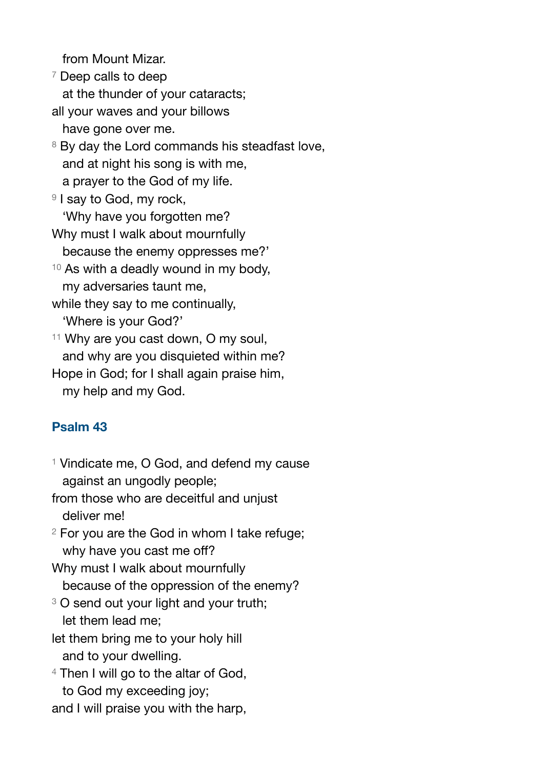from Mount Mizar.

[7] Deep calls to deep
at the thunder of your cataracts;
all your waves and your billows
have gone over me.

[8] By day the Lord commands his steadfast love,
and at night his song is with me,
a prayer to the God of my life.

[9] I say to God, my rock,
'Why have you forgotten me?
Why must I walk about mournfully
because the enemy oppresses me?'

[10] As with a deadly wound in my body,
my adversaries taunt me,
while they say to me continually,
'Where is your God?'

[11] Why are you cast down, O my soul,
and why are you disquieted within me?
Hope in God; for I shall again praise him,
my help and my God.

## Psalm 43

[1] Vindicate me, O God, and defend my cause
against an ungodly people;
from those who are deceitful and unjust
deliver me!

[2] For you are the God in whom I take refuge;
why have you cast me off?
Why must I walk about mournfully
because of the oppression of the enemy?

[3] O send out your light and your truth;
let them lead me;
let them bring me to your holy hill
and to your dwelling.

[4] Then I will go to the altar of God,
to God my exceeding joy;
and I will praise you with the harp,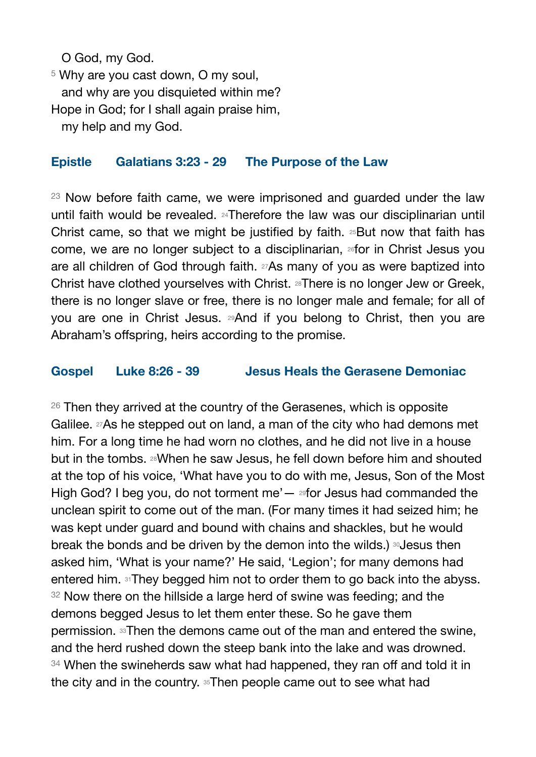O God, my God.

5 Why are you cast down, O my soul,
and why are you disquieted within me?
Hope in God; for I shall again praise him,
my help and my God.

### Epistle Galatians 3:23 - 29 The Purpose of the Law

23 Now before faith came, we were imprisoned and guarded under the law until faith would be revealed. 24 Therefore the law was our disciplinarian until Christ came, so that we might be justified by faith. 25 But now that faith has come, we are no longer subject to a disciplinarian, 26 for in Christ Jesus you are all children of God through faith. 27 As many of you as were baptized into Christ have clothed yourselves with Christ. 28 There is no longer Jew or Greek, there is no longer slave or free, there is no longer male and female; for all of you are one in Christ Jesus. 29 And if you belong to Christ, then you are Abraham's offspring, heirs according to the promise.

### Gospel Luke 8:26 - 39 Jesus Heals the Gerasene Demoniac

26 Then they arrived at the country of the Gerasenes, which is opposite Galilee. 27 As he stepped out on land, a man of the city who had demons met him. For a long time he had worn no clothes, and he did not live in a house but in the tombs. 28 When he saw Jesus, he fell down before him and shouted at the top of his voice, 'What have you to do with me, Jesus, Son of the Most High God? I beg you, do not torment me'— 29 for Jesus had commanded the unclean spirit to come out of the man. (For many times it had seized him; he was kept under guard and bound with chains and shackles, but he would break the bonds and be driven by the demon into the wilds.) 30 Jesus then asked him, 'What is your name?' He said, 'Legion'; for many demons had entered him. 31 They begged him not to order them to go back into the abyss. 32 Now there on the hillside a large herd of swine was feeding; and the demons begged Jesus to let them enter these. So he gave them permission. 33 Then the demons came out of the man and entered the swine, and the herd rushed down the steep bank into the lake and was drowned. 34 When the swineherds saw what had happened, they ran off and told it in the city and in the country. 35 Then people came out to see what had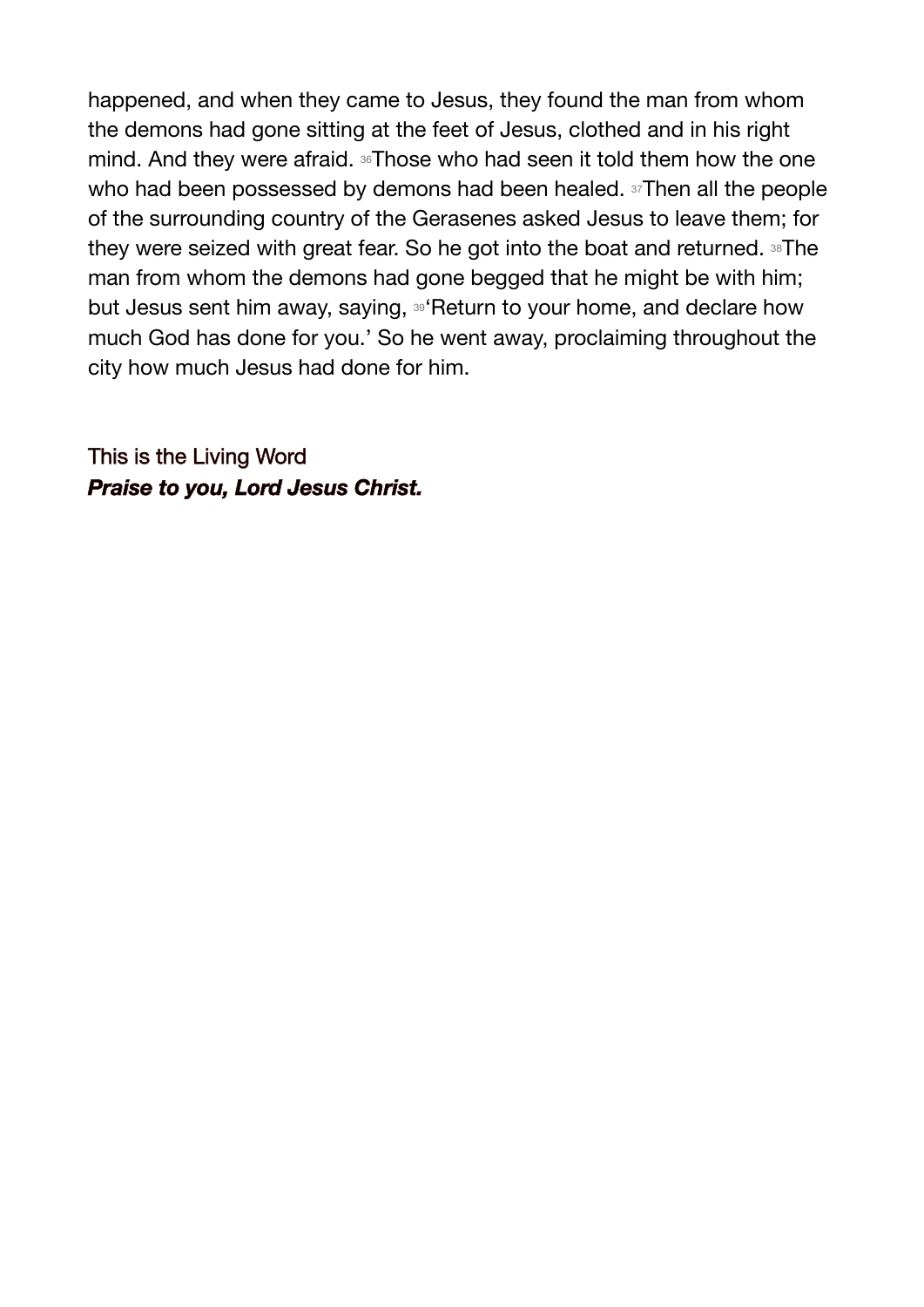happened, and when they came to Jesus, they found the man from whom the demons had gone sitting at the feet of Jesus, clothed and in his right mind. And they were afraid. [36]Those who had seen it told them how the one who had been possessed by demons had been healed. [37]Then all the people of the surrounding country of the Gerasenes asked Jesus to leave them; for they were seized with great fear. So he got into the boat and returned. [38]The man from whom the demons had gone begged that he might be with him; but Jesus sent him away, saying, [39]'Return to your home, and declare how much God has done for you.' So he went away, proclaiming throughout the city how much Jesus had done for him.

This is the Living Word
***Praise to you, Lord Jesus Christ.***